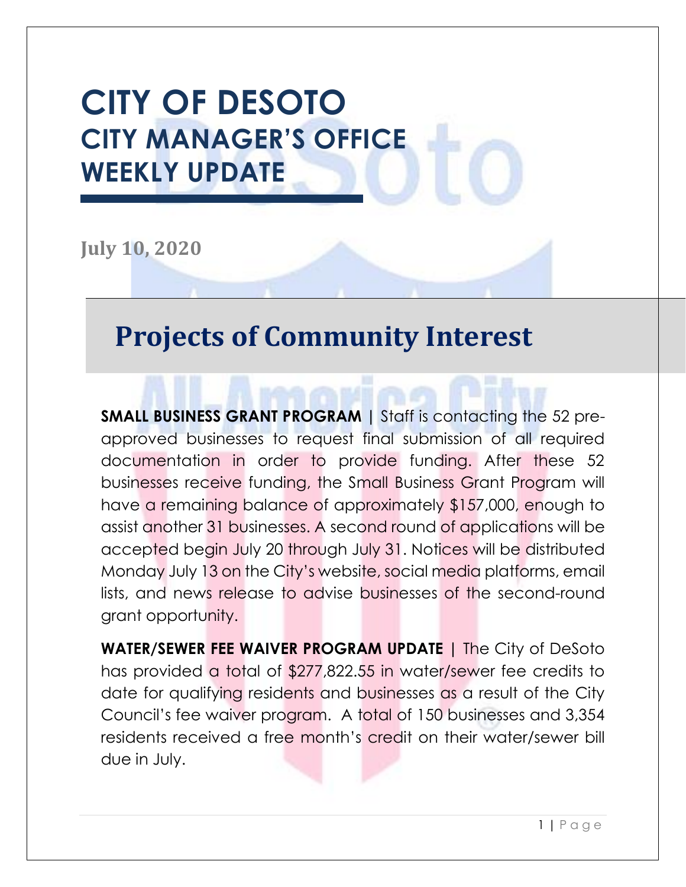# CITY OF DESOTO
## CITY MANAGER'S OFFICE WEEKLY UPDATE

**July 10, 2020**

# Projects of Community Interest

**SMALL BUSINESS GRANT PROGRAM |** Staff is contacting the 52 pre-approved businesses to request final submission of all required documentation in order to provide funding. After these 52 businesses receive funding, the Small Business Grant Program will have a remaining balance of approximately $157,000, enough to assist another 31 businesses. A second round of applications will be accepted begin July 20 through July 31. Notices will be distributed Monday July 13 on the City's website, social media platforms, email lists, and news release to advise businesses of the second-round grant opportunity.

**WATER/SEWER FEE WAIVER PROGRAM UPDATE |** The City of DeSoto has provided a total of $277,822.55 in water/sewer fee credits to date for qualifying residents and businesses as a result of the City Council's fee waiver program. A total of 150 businesses and 3,354 residents received a free month's credit on their water/sewer bill due in July.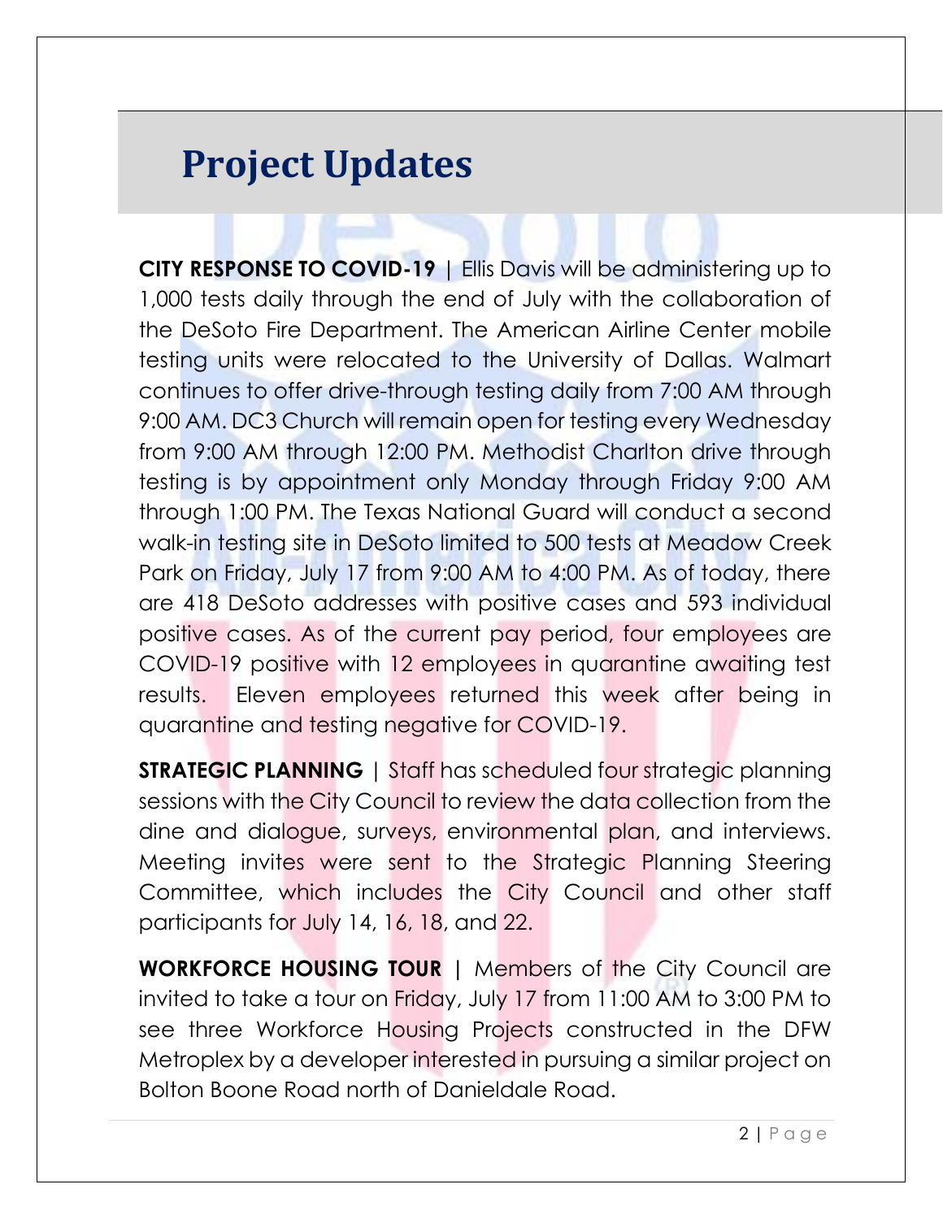# Project Updates

**CITY RESPONSE TO COVID-19** | Ellis Davis will be administering up to 1,000 tests daily through the end of July with the collaboration of the DeSoto Fire Department. The American Airline Center mobile testing units were relocated to the University of Dallas. Walmart continues to offer drive-through testing daily from 7:00 AM through 9:00 AM. DC3 Church will remain open for testing every Wednesday from 9:00 AM through 12:00 PM. Methodist Charlton drive through testing is by appointment only Monday through Friday 9:00 AM through 1:00 PM. The Texas National Guard will conduct a second walk-in testing site in DeSoto limited to 500 tests at Meadow Creek Park on Friday, July 17 from 9:00 AM to 4:00 PM. As of today, there are 418 DeSoto addresses with positive cases and 593 individual positive cases. As of the current pay period, four employees are COVID-19 positive with 12 employees in quarantine awaiting test results. Eleven employees returned this week after being in quarantine and testing negative for COVID-19.

**STRATEGIC PLANNING** | Staff has scheduled four strategic planning sessions with the City Council to review the data collection from the dine and dialogue, surveys, environmental plan, and interviews. Meeting invites were sent to the Strategic Planning Steering Committee, which includes the City Council and other staff participants for July 14, 16, 18, and 22.

**WORKFORCE HOUSING TOUR** | Members of the City Council are invited to take a tour on Friday, July 17 from 11:00 AM to 3:00 PM to see three Workforce Housing Projects constructed in the DFW Metroplex by a developer interested in pursuing a similar project on Bolton Boone Road north of Danieldale Road.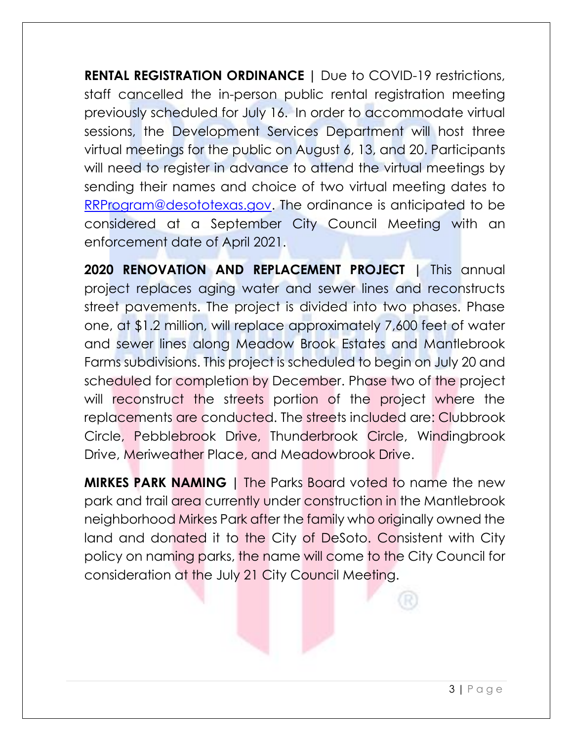**RENTAL REGISTRATION ORDINANCE |** Due to COVID-19 restrictions, staff cancelled the in-person public rental registration meeting previously scheduled for July 16. In order to accommodate virtual sessions, the Development Services Department will host three virtual meetings for the public on August 6, 13, and 20. Participants will need to register in advance to attend the virtual meetings by sending their names and choice of two virtual meeting dates to [RRProgram@desototexas.gov](mailto:RRProgram@desototexas.gov). The ordinance is anticipated to be considered at a September City Council Meeting with an enforcement date of April 2021.

**2020 RENOVATION AND REPLACEMENT PROJECT |** This annual project replaces aging water and sewer lines and reconstructs street pavements. The project is divided into two phases. Phase one, at $1.2 million, will replace approximately 7,600 feet of water and sewer lines along Meadow Brook Estates and Mantlebrook Farms subdivisions. This project is scheduled to begin on July 20 and scheduled for completion by December. Phase two of the project will reconstruct the streets portion of the project where the replacements are conducted. The streets included are: Clubbrook Circle, Pebblebrook Drive, Thunderbrook Circle, Windingbrook Drive, Meriweather Place, and Meadowbrook Drive.

**MIRKES PARK NAMING |** The Parks Board voted to name the new park and trail area currently under construction in the Mantlebrook neighborhood Mirkes Park after the family who originally owned the land and donated it to the City of DeSoto. Consistent with City policy on naming parks, the name will come to the City Council for consideration at the July 21 City Council Meeting.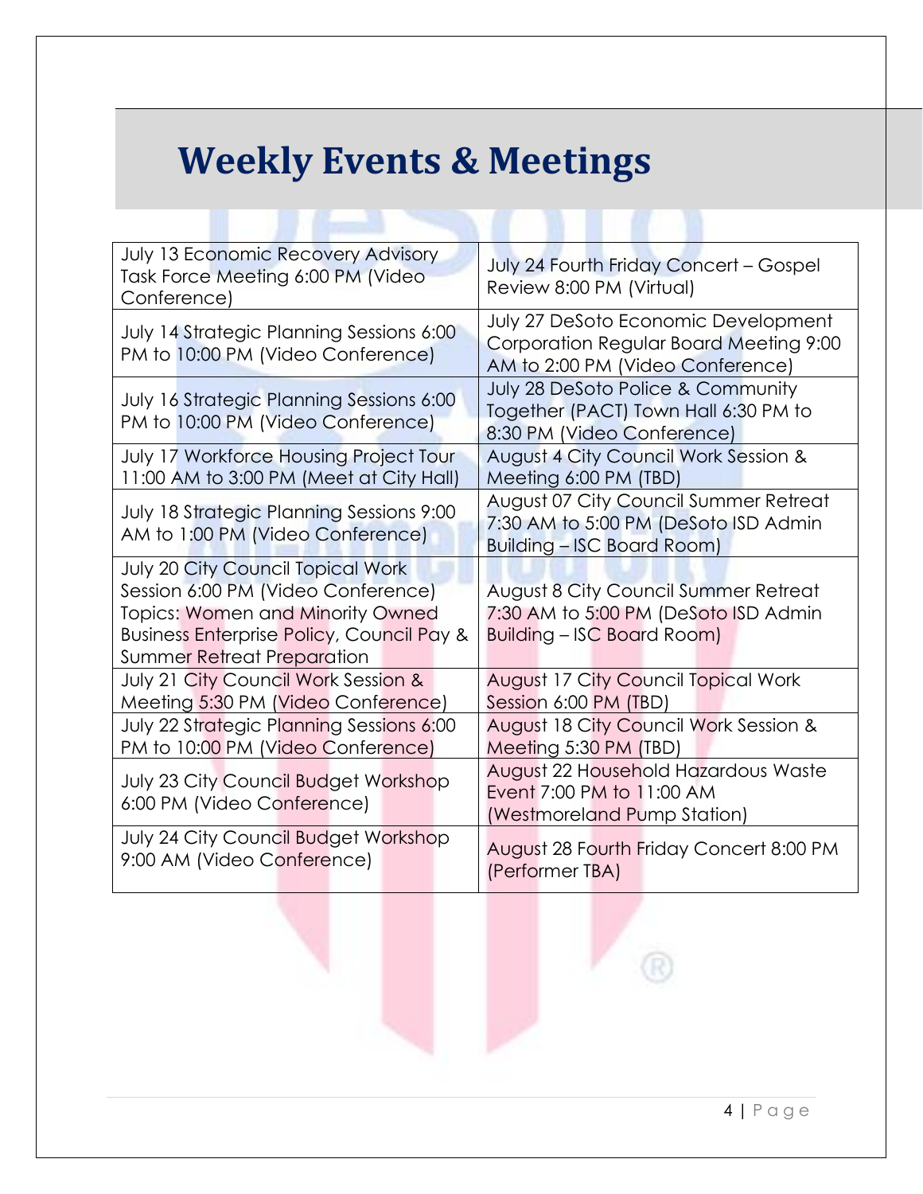# Weekly Events & Meetings

| | |
|---|---|
| July 13 Economic Recovery Advisory Task Force Meeting 6:00 PM (Video Conference) | July 24 Fourth Friday Concert – Gospel Review 8:00 PM (Virtual) |
| July 14 Strategic Planning Sessions 6:00 PM to 10:00 PM (Video Conference) | July 27 DeSoto Economic Development Corporation Regular Board Meeting 9:00 AM to 2:00 PM (Video Conference) |
| July 16 Strategic Planning Sessions 6:00 PM to 10:00 PM (Video Conference) | July 28 DeSoto Police & Community Together (PACT) Town Hall 6:30 PM to 8:30 PM (Video Conference) |
| July 17 Workforce Housing Project Tour 11:00 AM to 3:00 PM (Meet at City Hall) | August 4 City Council Work Session & Meeting 6:00 PM (TBD) |
| July 18 Strategic Planning Sessions 9:00 AM to 1:00 PM (Video Conference) | August 07 City Council Summer Retreat 7:30 AM to 5:00 PM (DeSoto ISD Admin Building – ISC Board Room) |
| July 20 City Council Topical Work Session 6:00 PM (Video Conference) Topics: Women and Minority Owned Business Enterprise Policy, Council Pay & Summer Retreat Preparation | August 8 City Council Summer Retreat 7:30 AM to 5:00 PM (DeSoto ISD Admin Building – ISC Board Room) |
| July 21 City Council Work Session & Meeting 5:30 PM (Video Conference) | August 17 City Council Topical Work Session 6:00 PM (TBD) |
| July 22 Strategic Planning Sessions 6:00 PM to 10:00 PM (Video Conference) | August 18 City Council Work Session & Meeting 5:30 PM (TBD) |
| July 23 City Council Budget Workshop 6:00 PM (Video Conference) | August 22 Household Hazardous Waste Event 7:00 PM to 11:00 AM (Westmoreland Pump Station) |
| July 24 City Council Budget Workshop 9:00 AM (Video Conference) | August 28 Fourth Friday Concert 8:00 PM (Performer TBA) |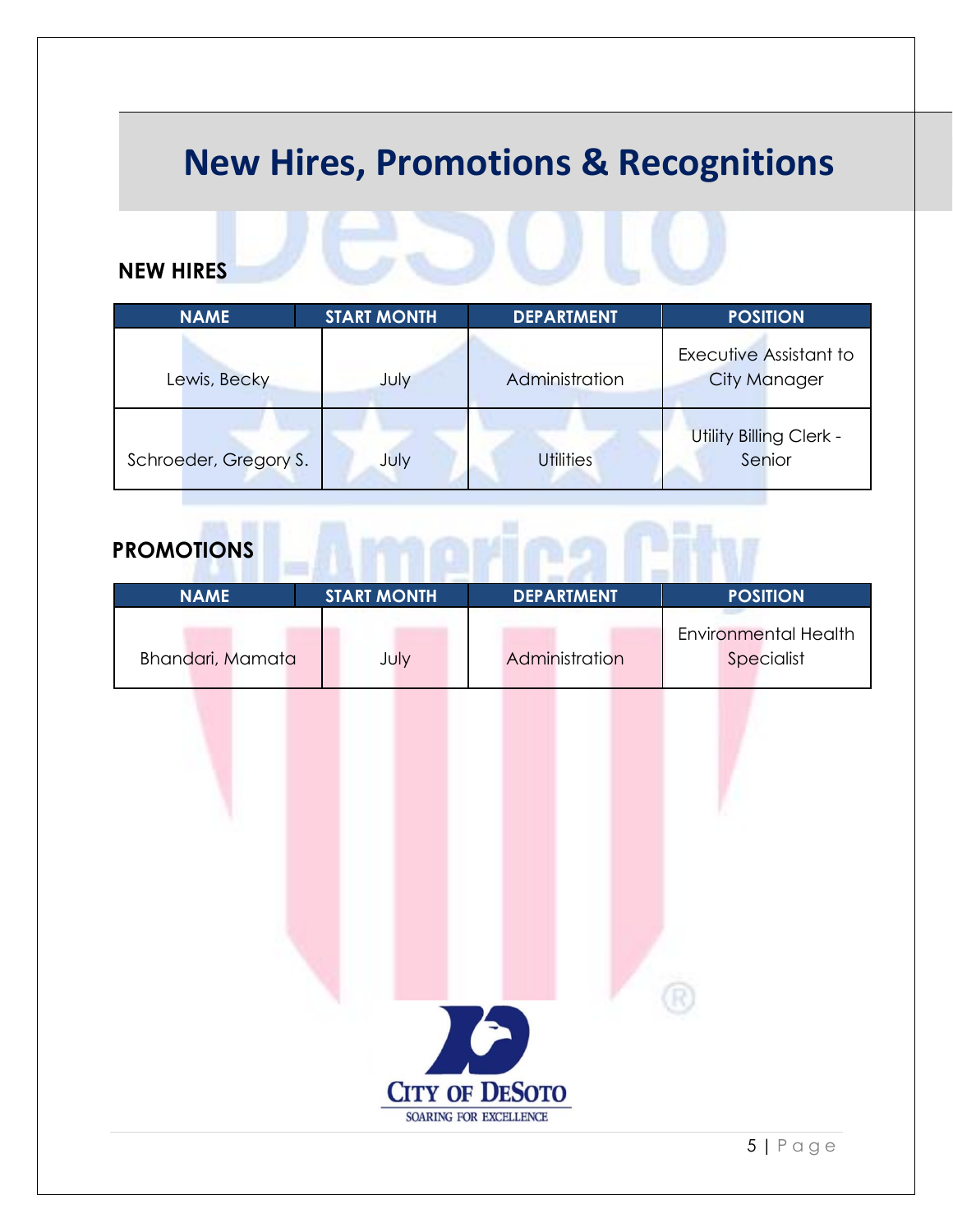# New Hires, Promotions & Recognitions

## NEW HIRES

| NAME | START MONTH | DEPARTMENT | POSITION |
|---|---|---|---|
| Lewis, Becky | July | Administration | Executive Assistant to City Manager |
| Schroeder, Gregory S. | July | Utilities | Utility Billing Clerk - Senior |

## PROMOTIONS

| NAME | START MONTH | DEPARTMENT | POSITION |
|---|---|---|---|
| Bhandari, Mamata | July | Administration | Environmental Health Specialist |

CITY OF DESOTO
SOARING FOR EXCELLENCE